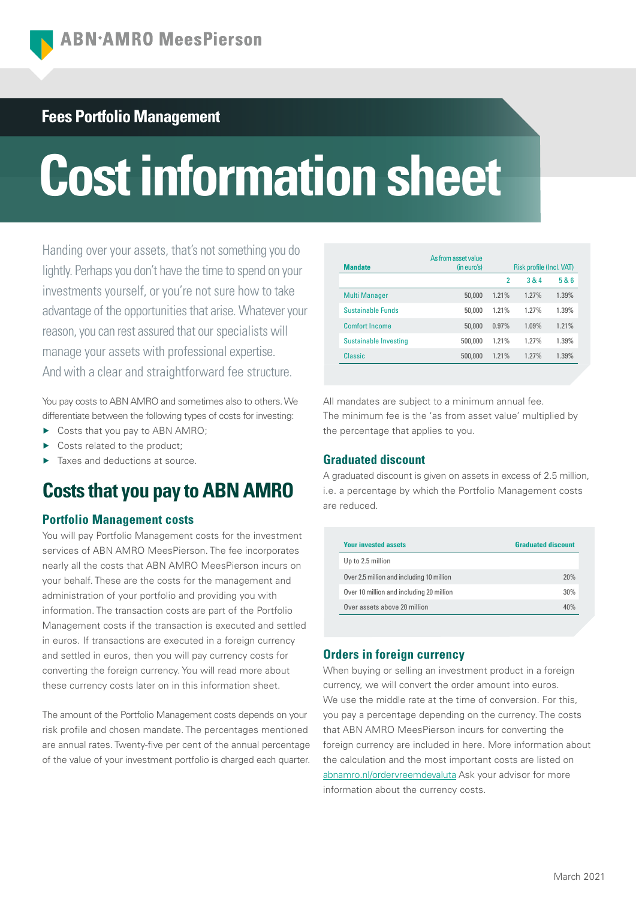**ABN·AMRO MeesPierson**

## Fees Portfolio Management

# Cost information sheet

Handing over your assets, that's not something you do lightly. Perhaps you don't have the time to spend on your investments yourself, or you're not sure how to take advantage of the opportunities that arise. Whatever your reason, you can rest assured that our specialists will manage your assets with professional expertise. And with a clear and straightforward fee structure.

You pay costs to ABN AMRO and sometimes also to others. We differentiate between the following types of costs for investing:

- Costs that you pay to ABN AMRO;
- Costs related to the product;
- Taxes and deductions at source.

## Costs that you pay to ABN AMRO

### Portfolio Management costs

You will pay Portfolio Management costs for the investment services of ABN AMRO MeesPierson. The fee incorporates nearly all the costs that ABN AMRO MeesPierson incurs on your behalf. These are the costs for the management and administration of your portfolio and providing you with information. The transaction costs are part of the Portfolio Management costs if the transaction is executed and settled in euros. If transactions are executed in a foreign currency and settled in euros, then you will pay currency costs for converting the foreign currency. You will read more about these currency costs later on in this information sheet.

The amount of the Portfolio Management costs depends on your risk profile and chosen mandate. The percentages mentioned are annual rates. Twenty-five per cent of the annual percentage of the value of your investment portfolio is charged each quarter.

| Mandate | As from asset value (in euro's) | Risk profile (Incl. VAT) | | |
|---|---|---|---|---|
| | | 2 | 3 & 4 | 5 & 6 |
| Multi Manager | 50,000 | 1.21% | 1.27% | 1.39% |
| Sustainable Funds | 50,000 | 1.21% | 1.27% | 1.39% |
| Comfort Income | 50,000 | 0.97% | 1.09% | 1.21% |
| Sustainable Investing | 500,000 | 1.21% | 1.27% | 1.39% |
| Classic | 500,000 | 1.21% | 1.27% | 1.39% |

All mandates are subject to a minimum annual fee. The minimum fee is the 'as from asset value' multiplied by the percentage that applies to you.

### Graduated discount

A graduated discount is given on assets in excess of 2.5 million, i.e. a percentage by which the Portfolio Management costs are reduced.

| Your invested assets | Graduated discount |
|---|---|
| Up to 2.5 million | |
| Over 2.5 million and including 10 million | 20% |
| Over 10 million and including 20 million | 30% |
| Over assets above 20 million | 40% |

### Orders in foreign currency

When buying or selling an investment product in a foreign currency, we will convert the order amount into euros. We use the middle rate at the time of conversion. For this, you pay a percentage depending on the currency. The costs that ABN AMRO MeesPierson incurs for converting the foreign currency are included in here. More information about the calculation and the most important costs are listed on abnamro.nl/ordervreemdevaluta Ask your advisor for more information about the currency costs.

March 2021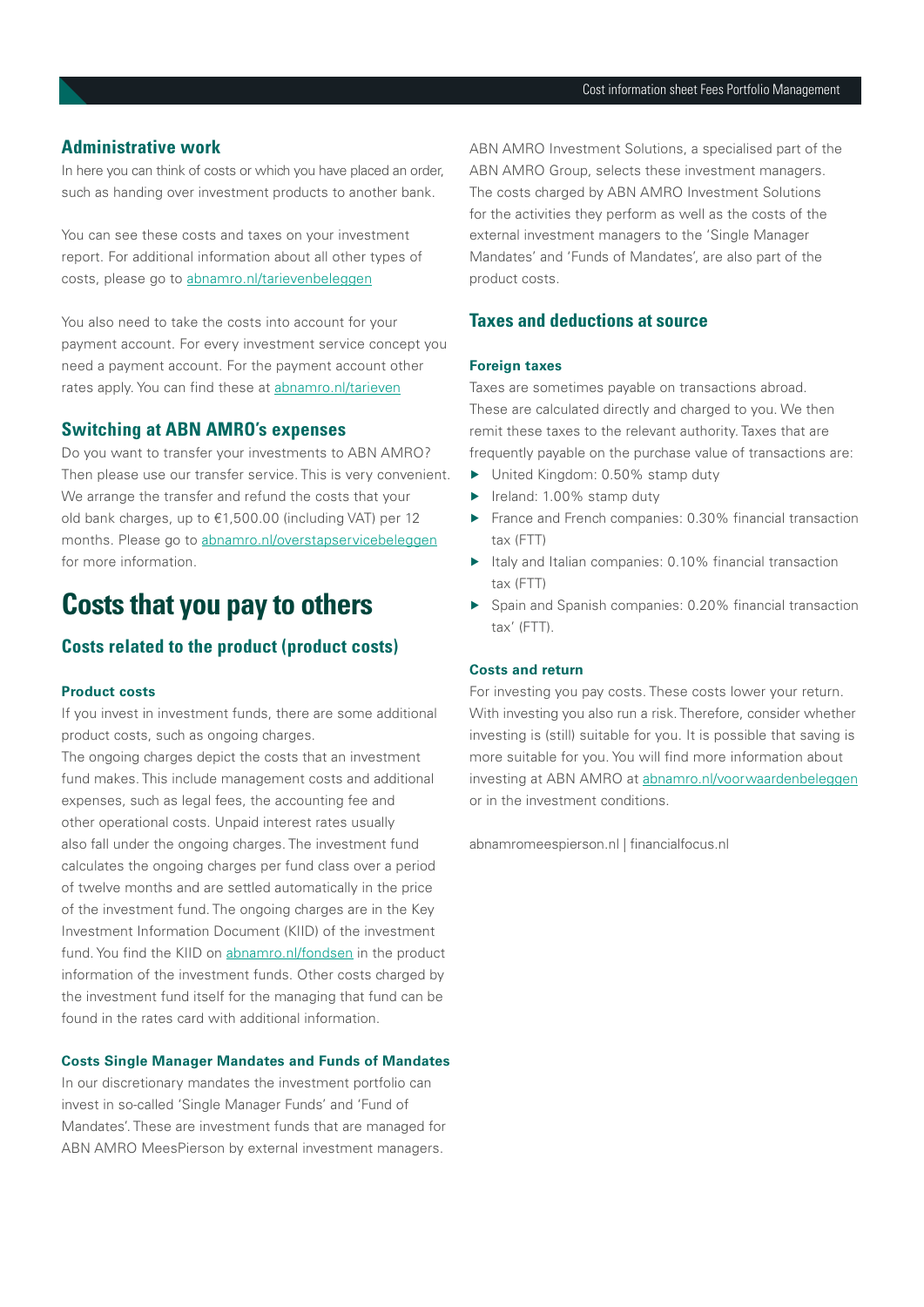## Administrative work

In here you can think of costs or which you have placed an order, such as handing over investment products to another bank.

You can see these costs and taxes on your investment report. For additional information about all other types of costs, please go to abnamro.nl/tarievenbeleggen

You also need to take the costs into account for your payment account. For every investment service concept you need a payment account. For the payment account other rates apply. You can find these at abnamro.nl/tarieven

## Switching at ABN AMRO's expenses

Do you want to transfer your investments to ABN AMRO? Then please use our transfer service. This is very convenient. We arrange the transfer and refund the costs that your old bank charges, up to €1,500.00 (including VAT) per 12 months. Please go to abnamro.nl/overstapservicebeleggen for more information.

# Costs that you pay to others

## Costs related to the product (product costs)

### Product costs

If you invest in investment funds, there are some additional product costs, such as ongoing charges.
The ongoing charges depict the costs that an investment fund makes. This include management costs and additional expenses, such as legal fees, the accounting fee and other operational costs. Unpaid interest rates usually also fall under the ongoing charges. The investment fund calculates the ongoing charges per fund class over a period of twelve months and are settled automatically in the price of the investment fund. The ongoing charges are in the Key Investment Information Document (KIID) of the investment fund. You find the KIID on abnamro.nl/fondsen in the product information of the investment funds. Other costs charged by the investment fund itself for the managing that fund can be found in the rates card with additional information.

### Costs Single Manager Mandates and Funds of Mandates

In our discretionary mandates the investment portfolio can invest in so-called 'Single Manager Funds' and 'Fund of Mandates'. These are investment funds that are managed for ABN AMRO MeesPierson by external investment managers.

ABN AMRO Investment Solutions, a specialised part of the ABN AMRO Group, selects these investment managers. The costs charged by ABN AMRO Investment Solutions for the activities they perform as well as the costs of the external investment managers to the 'Single Manager Mandates' and 'Funds of Mandates', are also part of the product costs.

## Taxes and deductions at source

### Foreign taxes

Taxes are sometimes payable on transactions abroad. These are calculated directly and charged to you. We then remit these taxes to the relevant authority. Taxes that are frequently payable on the purchase value of transactions are:

- United Kingdom: 0.50% stamp duty
- Ireland: 1.00% stamp duty
- France and French companies: 0.30% financial transaction tax (FTT)
- Italy and Italian companies: 0.10% financial transaction tax (FTT)
- Spain and Spanish companies: 0.20% financial transaction tax' (FTT).

### Costs and return

For investing you pay costs. These costs lower your return. With investing you also run a risk. Therefore, consider whether investing is (still) suitable for you. It is possible that saving is more suitable for you. You will find more information about investing at ABN AMRO at abnamro.nl/voorwaardenbeleggen or in the investment conditions.

abnamromeespierson.nl | financialfocus.nl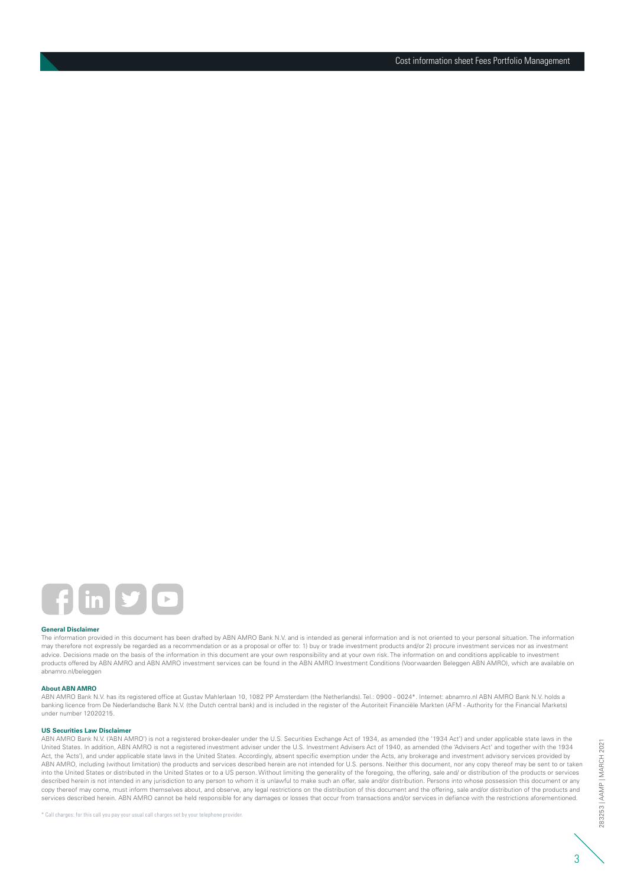**General Disclaimer**
The information provided in this document has been drafted by ABN AMRO Bank N.V. and is intended as general information and is not oriented to your personal situation. The information may therefore not expressly be regarded as a recommendation or as a proposal or offer to: 1) buy or trade investment products and/or 2) procure investment services nor as investment advice. Decisions made on the basis of the information in this document are your own responsibility and at your own risk. The information on and conditions applicable to investment products offered by ABN AMRO and ABN AMRO investment services can be found in the ABN AMRO Investment Conditions (Voorwaarden Beleggen ABN AMRO), which are available on abnamro.nl/beleggen

**About ABN AMRO**
ABN AMRO Bank N.V. has its registered office at Gustav Mahlerlaan 10, 1082 PP Amsterdam (the Netherlands). Tel.: 0900 - 0024*. Internet: abnamro.nl ABN AMRO Bank N.V. holds a banking licence from De Nederlandsche Bank N.V. (the Dutch central bank) and is included in the register of the Autoriteit Financiële Markten (AFM - Authority for the Financial Markets) under number 12020215.

**US Securities Law Disclaimer**
ABN AMRO Bank N.V. ('ABN AMRO') is not a registered broker-dealer under the U.S. Securities Exchange Act of 1934, as amended (the '1934 Act') and under applicable state laws in the United States. In addition, ABN AMRO is not a registered investment adviser under the U.S. Investment Advisers Act of 1940, as amended (the 'Advisers Act' and together with the 1934 Act, the 'Acts'), and under applicable state laws in the United States. Accordingly, absent specific exemption under the Acts, any brokerage and investment advisory services provided by ABN AMRO, including (without limitation) the products and services described herein are not intended for U.S. persons. Neither this document, nor any copy thereof may be sent to or taken into the United States or distributed in the United States or to a US person. Without limiting the generality of the foregoing, the offering, sale and/ or distribution of the products or services described herein is not intended in any jurisdiction to any person to whom it is unlawful to make such an offer, sale and/or distribution. Persons into whose possession this document or any copy thereof may come, must inform themselves about, and observe, any legal restrictions on the distribution of this document and the offering, sale and/or distribution of the products and services described herein. ABN AMRO cannot be held responsible for any damages or losses that occur from transactions and/or services in defiance with the restrictions aforementioned.

* Call charges: for this call you pay your usual call charges set by your telephone provider.

283253 | AAMP | MARCH 2021